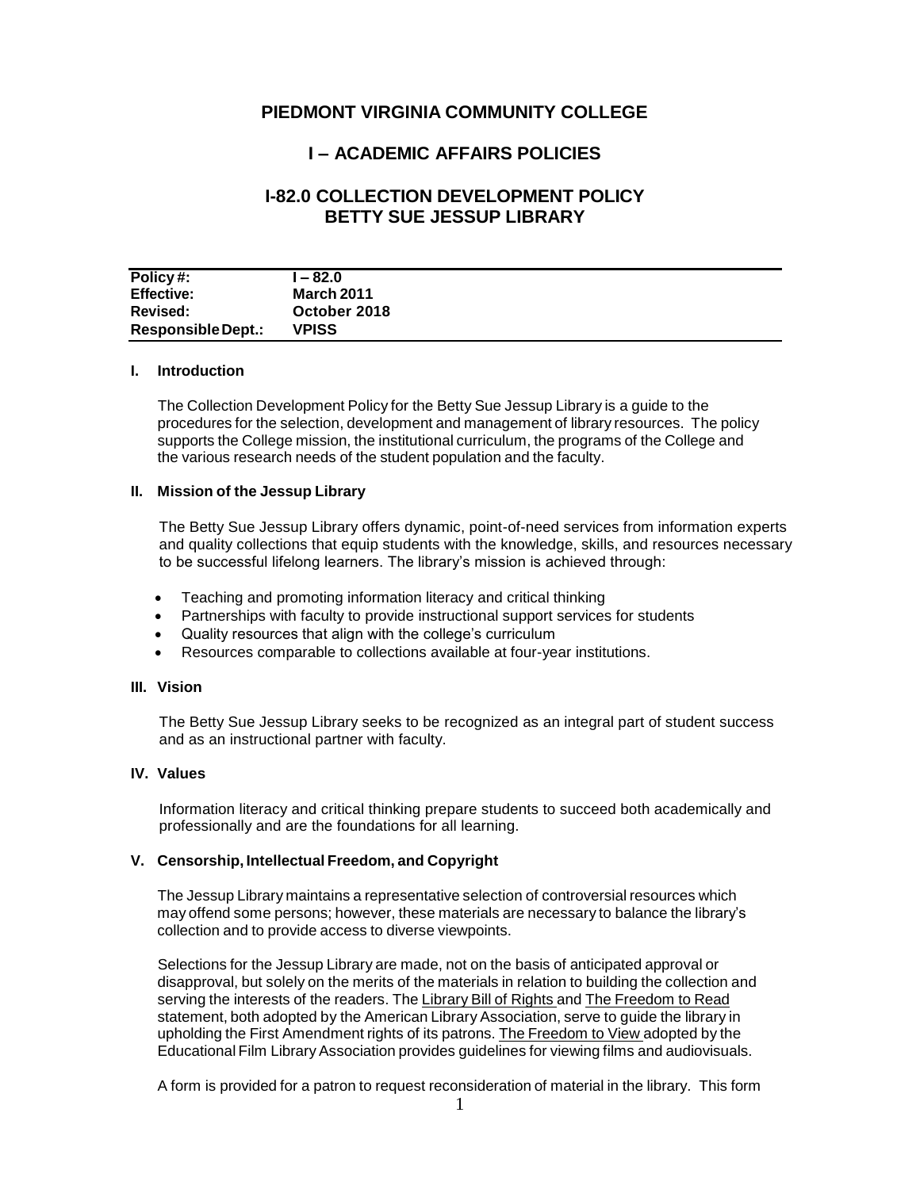# PIEDMONT VIRGINIA COMMUNITY COLLEGE

## I – ACADEMIC AFFAIRS POLICIES

## I-82.0 COLLECTION DEVELOPMENT POLICY BETTY SUE JESSUP LIBRARY

| Policy #: | I – 82.0 |
|---|---|
| Effective: | March 2011 |
| Revised: | October 2018 |
| Responsible Dept.: | VPISS |

### I. Introduction

The Collection Development Policy for the Betty Sue Jessup Library is a guide to the procedures for the selection, development and management of library resources. The policy supports the College mission, the institutional curriculum, the programs of the College and the various research needs of the student population and the faculty.

### II. Mission of the Jessup Library

The Betty Sue Jessup Library offers dynamic, point-of-need services from information experts and quality collections that equip students with the knowledge, skills, and resources necessary to be successful lifelong learners. The library's mission is achieved through:

- Teaching and promoting information literacy and critical thinking
- Partnerships with faculty to provide instructional support services for students
- Quality resources that align with the college's curriculum
- Resources comparable to collections available at four-year institutions.

### III. Vision

The Betty Sue Jessup Library seeks to be recognized as an integral part of student success and as an instructional partner with faculty.

### IV. Values

Information literacy and critical thinking prepare students to succeed both academically and professionally and are the foundations for all learning.

### V. Censorship, Intellectual Freedom, and Copyright

The Jessup Library maintains a representative selection of controversial resources which may offend some persons; however, these materials are necessary to balance the library's collection and to provide access to diverse viewpoints.

Selections for the Jessup Library are made, not on the basis of anticipated approval or disapproval, but solely on the merits of the materials in relation to building the collection and serving the interests of the readers. The Library Bill of Rights and The Freedom to Read statement, both adopted by the American Library Association, serve to guide the library in upholding the First Amendment rights of its patrons. The Freedom to View adopted by the Educational Film Library Association provides guidelines for viewing films and audiovisuals.

A form is provided for a patron to request reconsideration of material in the library. This form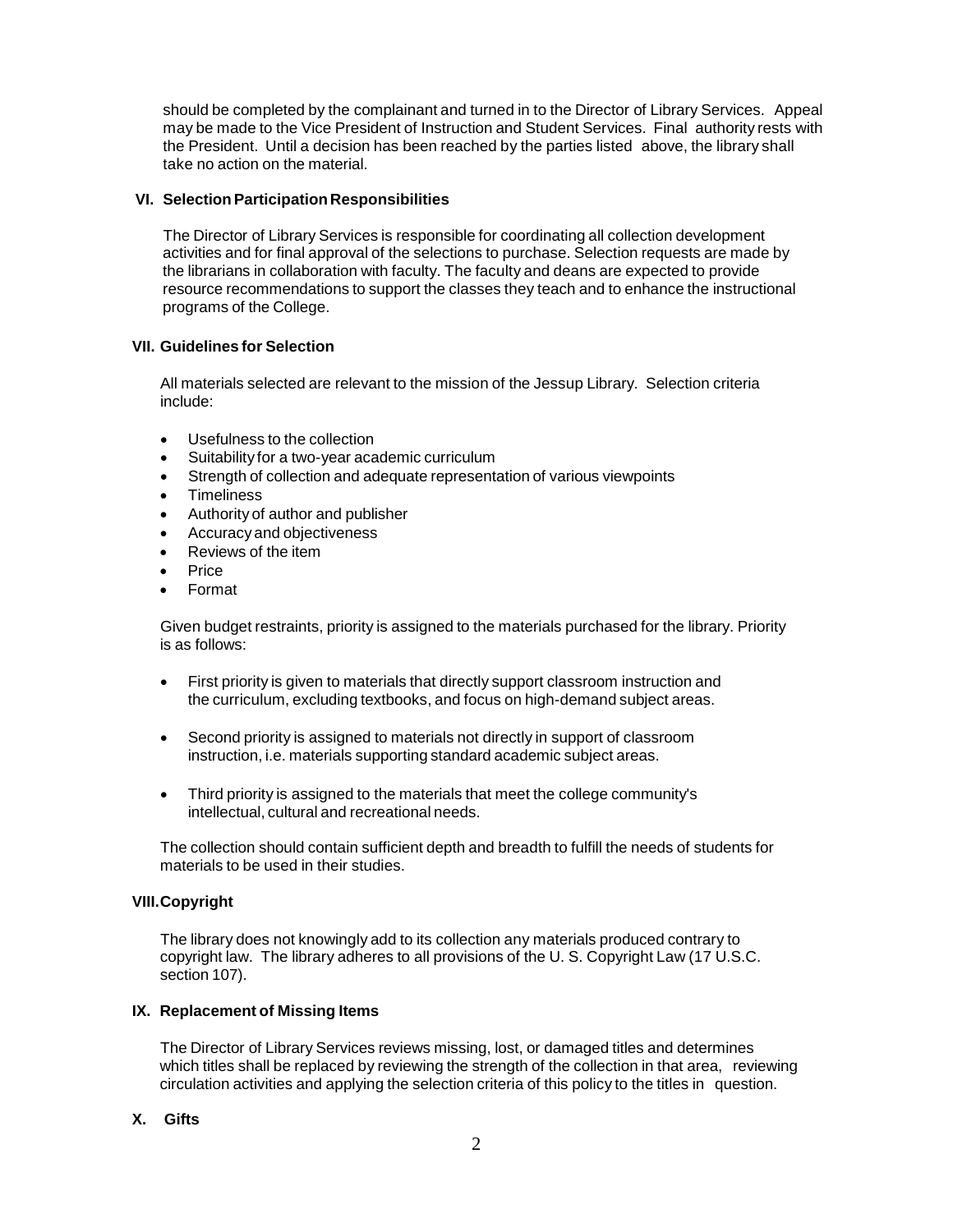should be completed by the complainant and turned in to the Director of Library Services. Appeal may be made to the Vice President of Instruction and Student Services. Final authority rests with the President. Until a decision has been reached by the parties listed above, the library shall take no action on the material.

## VI. Selection Participation Responsibilities

The Director of Library Services is responsible for coordinating all collection development activities and for final approval of the selections to purchase. Selection requests are made by the librarians in collaboration with faculty. The faculty and deans are expected to provide resource recommendations to support the classes they teach and to enhance the instructional programs of the College.

## VII. Guidelines for Selection

All materials selected are relevant to the mission of the Jessup Library. Selection criteria include:

- Usefulness to the collection
- Suitability for a two-year academic curriculum
- Strength of collection and adequate representation of various viewpoints
- Timeliness
- Authority of author and publisher
- Accuracy and objectiveness
- Reviews of the item
- Price
- Format

Given budget restraints, priority is assigned to the materials purchased for the library. Priority is as follows:

- First priority is given to materials that directly support classroom instruction and the curriculum, excluding textbooks, and focus on high-demand subject areas.

- Second priority is assigned to materials not directly in support of classroom instruction, i.e. materials supporting standard academic subject areas.

- Third priority is assigned to the materials that meet the college community's intellectual, cultural and recreational needs.

The collection should contain sufficient depth and breadth to fulfill the needs of students for materials to be used in their studies.

## VIII. Copyright

The library does not knowingly add to its collection any materials produced contrary to copyright law. The library adheres to all provisions of the U. S. Copyright Law (17 U.S.C. section 107).

## IX. Replacement of Missing Items

The Director of Library Services reviews missing, lost, or damaged titles and determines which titles shall be replaced by reviewing the strength of the collection in that area, reviewing circulation activities and applying the selection criteria of this policy to the titles in question.

## X. Gifts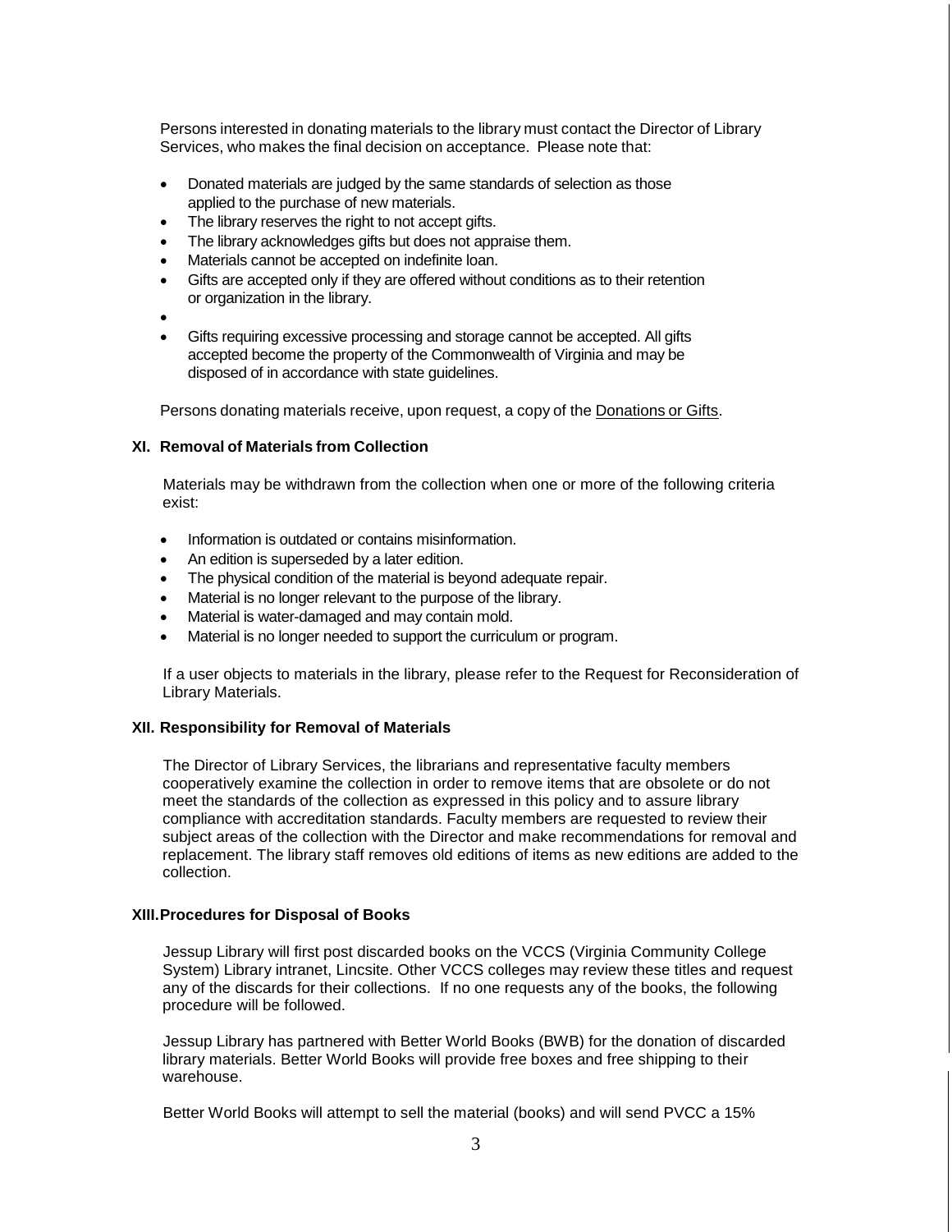Persons interested in donating materials to the library must contact the Director of Library Services, who makes the final decision on acceptance. Please note that:

- Donated materials are judged by the same standards of selection as those applied to the purchase of new materials.
- The library reserves the right to not accept gifts.
- The library acknowledges gifts but does not appraise them.
- Materials cannot be accepted on indefinite loan.
- Gifts are accepted only if they are offered without conditions as to their retention or organization in the library.
-
- Gifts requiring excessive processing and storage cannot be accepted. All gifts accepted become the property of the Commonwealth of Virginia and may be disposed of in accordance with state guidelines.

Persons donating materials receive, upon request, a copy of the Donations or Gifts.

## XI. Removal of Materials from Collection

Materials may be withdrawn from the collection when one or more of the following criteria exist:

- Information is outdated or contains misinformation.
- An edition is superseded by a later edition.
- The physical condition of the material is beyond adequate repair.
- Material is no longer relevant to the purpose of the library.
- Material is water-damaged and may contain mold.
- Material is no longer needed to support the curriculum or program.

If a user objects to materials in the library, please refer to the Request for Reconsideration of Library Materials.

## XII. Responsibility for Removal of Materials

The Director of Library Services, the librarians and representative faculty members cooperatively examine the collection in order to remove items that are obsolete or do not meet the standards of the collection as expressed in this policy and to assure library compliance with accreditation standards. Faculty members are requested to review their subject areas of the collection with the Director and make recommendations for removal and replacement. The library staff removes old editions of items as new editions are added to the collection.

## XIII. Procedures for Disposal of Books

Jessup Library will first post discarded books on the VCCS (Virginia Community College System) Library intranet, Lincsite. Other VCCS colleges may review these titles and request any of the discards for their collections. If no one requests any of the books, the following procedure will be followed.

Jessup Library has partnered with Better World Books (BWB) for the donation of discarded library materials. Better World Books will provide free boxes and free shipping to their warehouse.

Better World Books will attempt to sell the material (books) and will send PVCC a 15%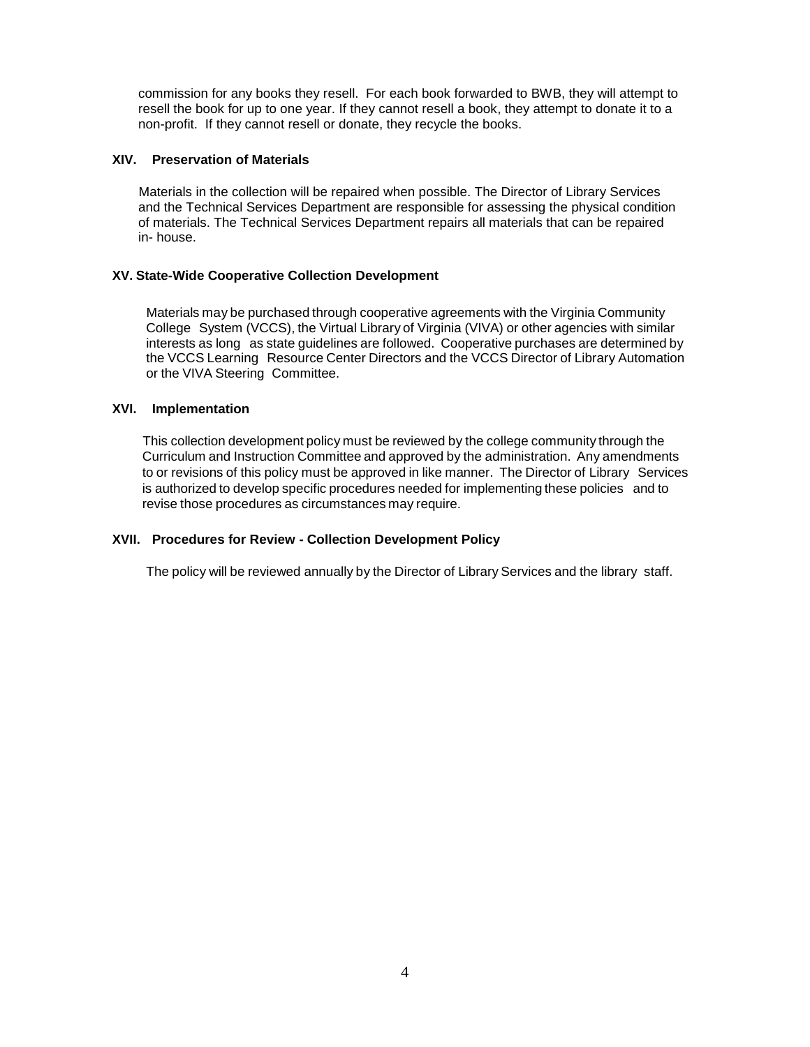commission for any books they resell. For each book forwarded to BWB, they will attempt to resell the book for up to one year. If they cannot resell a book, they attempt to donate it to a non-profit. If they cannot resell or donate, they recycle the books.

## XIV. Preservation of Materials

Materials in the collection will be repaired when possible. The Director of Library Services and the Technical Services Department are responsible for assessing the physical condition of materials. The Technical Services Department repairs all materials that can be repaired in- house.

## XV. State-Wide Cooperative Collection Development

Materials may be purchased through cooperative agreements with the Virginia Community College System (VCCS), the Virtual Library of Virginia (VIVA) or other agencies with similar interests as long as state guidelines are followed. Cooperative purchases are determined by the VCCS Learning Resource Center Directors and the VCCS Director of Library Automation or the VIVA Steering Committee.

## XVI. Implementation

This collection development policy must be reviewed by the college community through the Curriculum and Instruction Committee and approved by the administration. Any amendments to or revisions of this policy must be approved in like manner. The Director of Library Services is authorized to develop specific procedures needed for implementing these policies and to revise those procedures as circumstances may require.

## XVII. Procedures for Review - Collection Development Policy

The policy will be reviewed annually by the Director of Library Services and the library staff.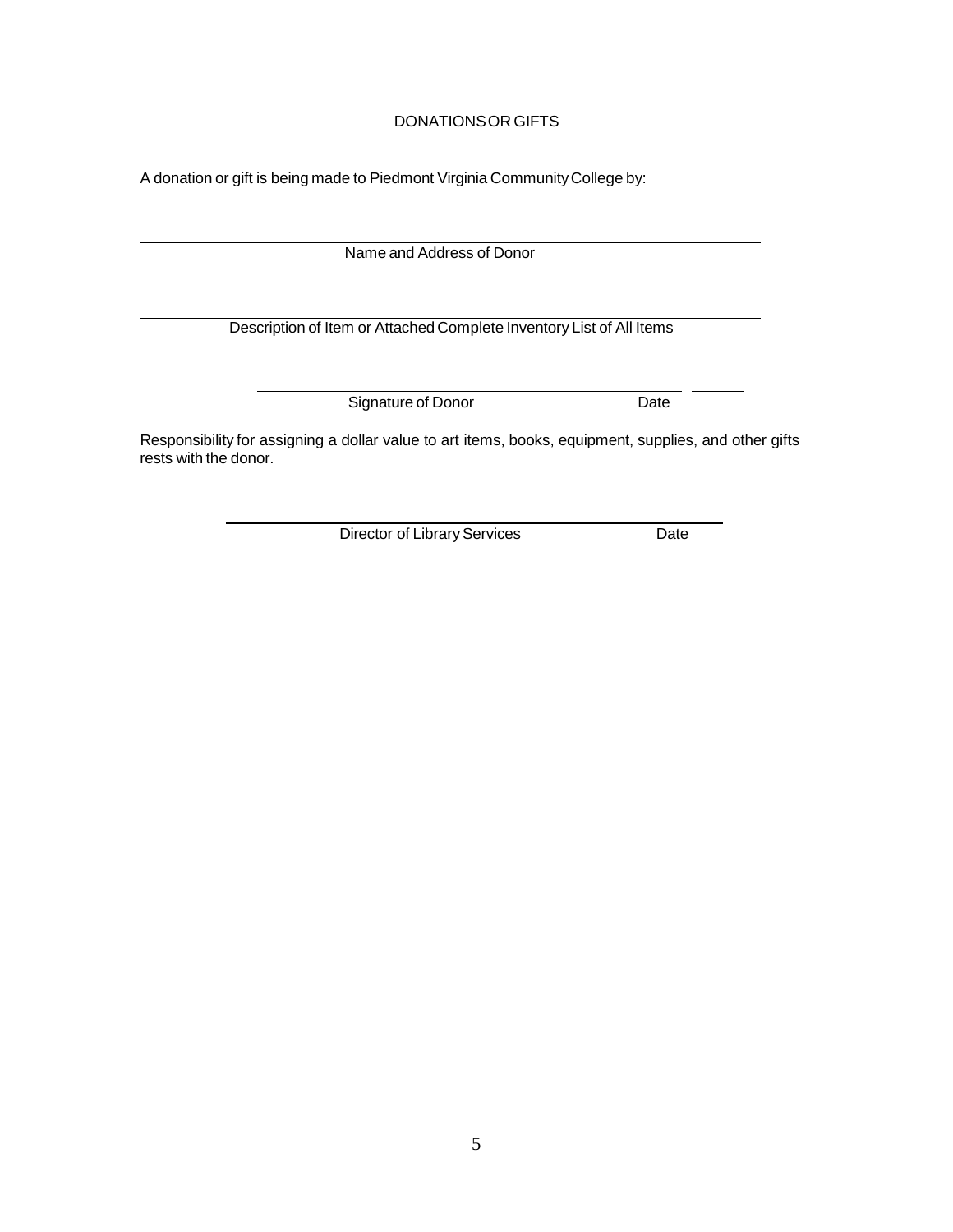# DONATIONS OR GIFTS

A donation or gift is being made to Piedmont Virginia Community College by:

\_\_\_\_\_\_\_\_\_\_\_\_\_\_\_\_\_\_\_\_\_\_\_\_\_\_\_\_\_\_\_\_\_\_\_\_\_\_\_\_\_\_\_\_\_\_\_\_\_\_\_\_\_\_\_\_\_\_\_\_\_\_\_\_\_\_\_\_\_\_\_\_

Name and Address of Donor

\_\_\_\_\_\_\_\_\_\_\_\_\_\_\_\_\_\_\_\_\_\_\_\_\_\_\_\_\_\_\_\_\_\_\_\_\_\_\_\_\_\_\_\_\_\_\_\_\_\_\_\_\_\_\_\_\_\_\_\_\_\_\_\_\_\_\_\_\_\_\_\_

Description of Item or Attached Complete Inventory List of All Items

\_\_\_\_\_\_\_\_\_\_\_\_\_\_\_\_\_\_\_\_\_\_\_\_\_\_\_\_\_\_\_\_\_\_\_\_\_\_\_\_\_\_\_\_\_\_\_\_\_\_ \_\_\_\_\_\_\_

Signature of Donor Date

Responsibility for assigning a dollar value to art items, books, equipment, supplies, and other gifts rests with the donor.

\_\_\_\_\_\_\_\_\_\_\_\_\_\_\_\_\_\_\_\_\_\_\_\_\_\_\_\_\_\_\_\_\_\_\_\_\_\_\_\_\_\_\_\_\_\_\_\_\_\_\_\_\_\_\_\_\_\_\_\_

Director of Library Services Date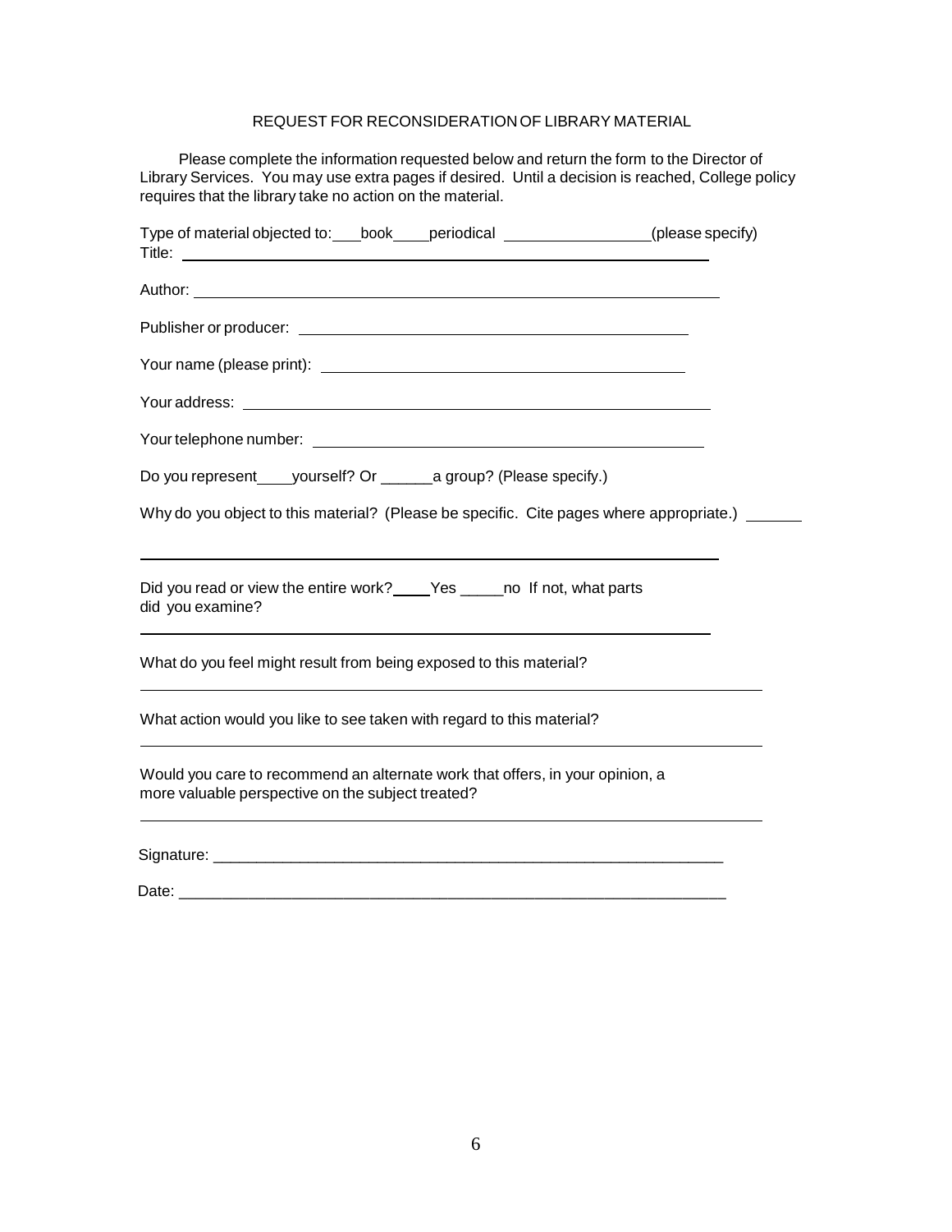# REQUEST FOR RECONSIDERATION OF LIBRARY MATERIAL

Please complete the information requested below and return the form to the Director of Library Services. You may use extra pages if desired. Until a decision is reached, College policy requires that the library take no action on the material.

Type of material objected to: ___book ____periodical ________________(please specify)

Title: ____________________________________________________________

Author: ___________________________________________________________

Publisher or producer: ___________________________________________

Your name (please print): ________________________________________

Your address: _____________________________________________________

Your telephone number: ___________________________________________

Do you represent____yourself? Or ______a group? (Please specify.)

Why do you object to this material? (Please be specific. Cite pages where appropriate.) ______

__________________________________________________________________

Did you read or view the entire work? ____Yes _____no If not, what parts did you examine?

__________________________________________________________________

What do you feel might result from being exposed to this material?

__________________________________________________________________

What action would you like to see taken with regard to this material?

__________________________________________________________________

Would you care to recommend an alternate work that offers, in your opinion, a more valuable perspective on the subject treated?

__________________________________________________________________

Signature: ________________________________________________________

Date: _____________________________________________________________